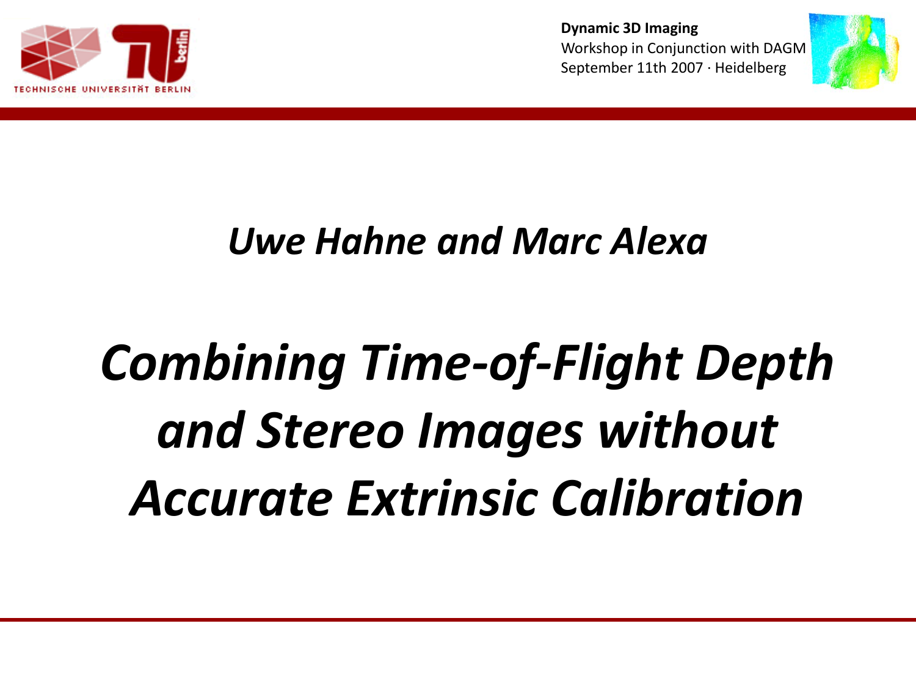Dynamic 3D Imaging

Workshop in Conjunction with DAGM

September 11th 2007 · Heidelberg

*Uwe Hahne and Marc Alexa*

# *Combining Time-of-Flight Depth and Stereo Images without Accurate Extrinsic Calibration*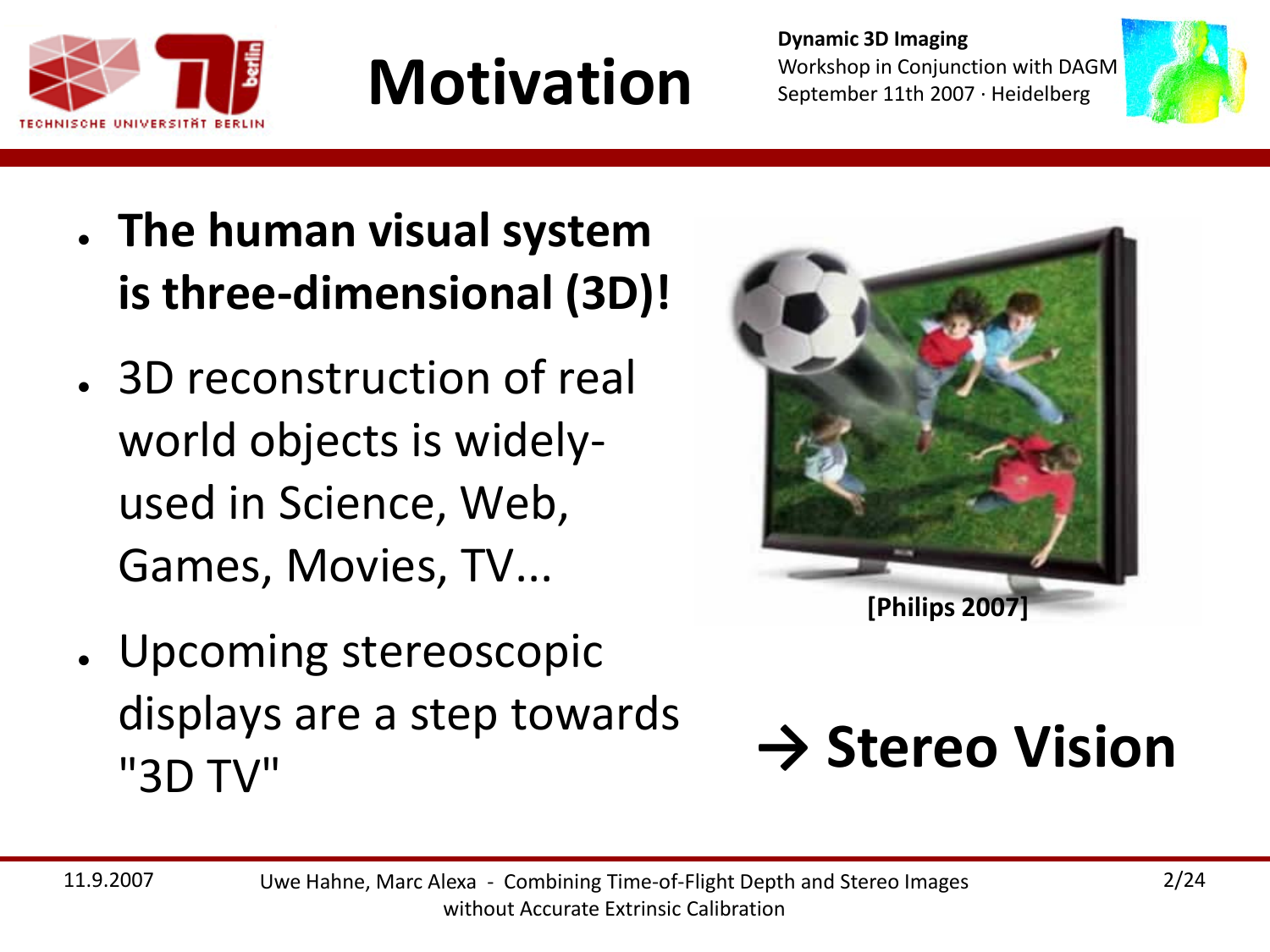# Motivation

- **The human visual system is three-dimensional (3D)!**
- 3D reconstruction of real world objects is widely-used in Science, Web, Games, Movies, TV...
- Upcoming stereoscopic displays are a step towards "3D TV"

[Philips 2007]

**→ Stereo Vision**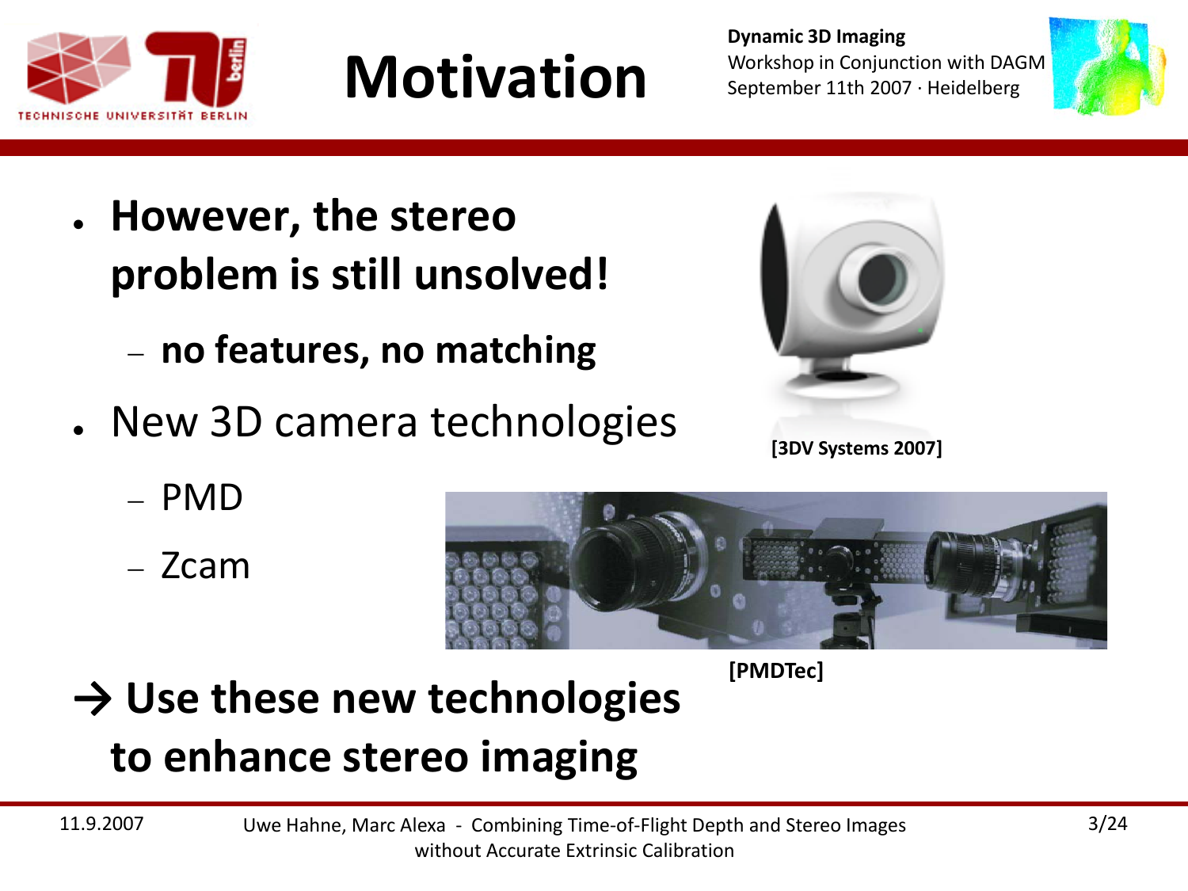# Motivation

- **However, the stereo problem is still unsolved!**
  - **no features, no matching**
- New 3D camera technologies
  - PMD
  - Zcam

[3DV Systems 2007]

[PMDTec]

**→ Use these new technologies to enhance stereo imaging**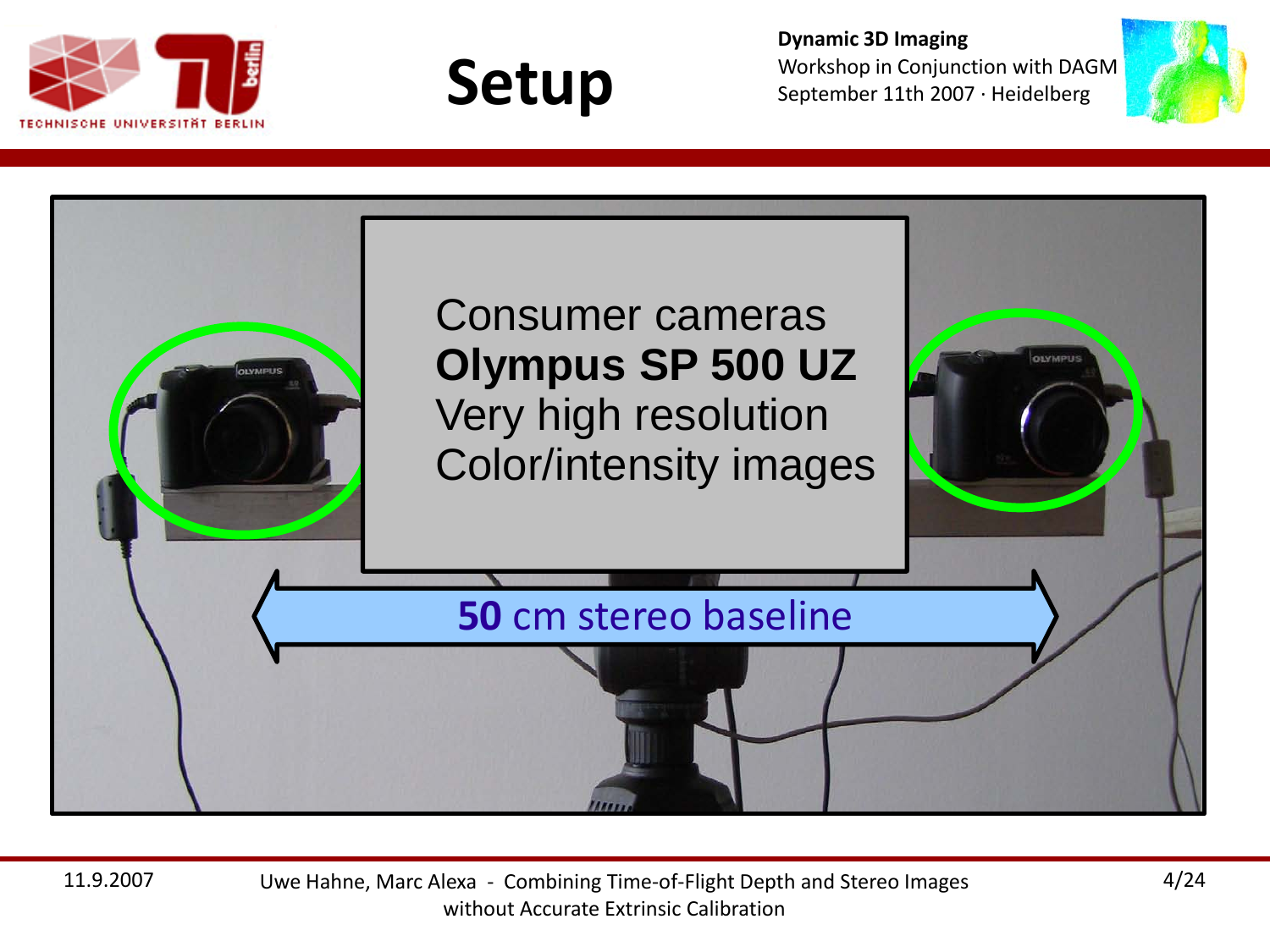# Setup

Consumer cameras
**Olympus SP 500 UZ**
Very high resolution
Color/intensity images

**50** cm stereo baseline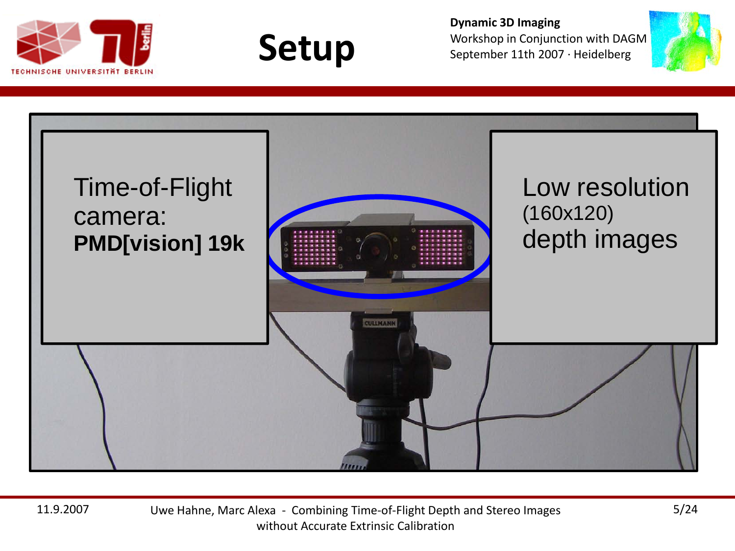# Setup

Time-of-Flight camera: **PMD[vision] 19k**

Low resolution (160x120) depth images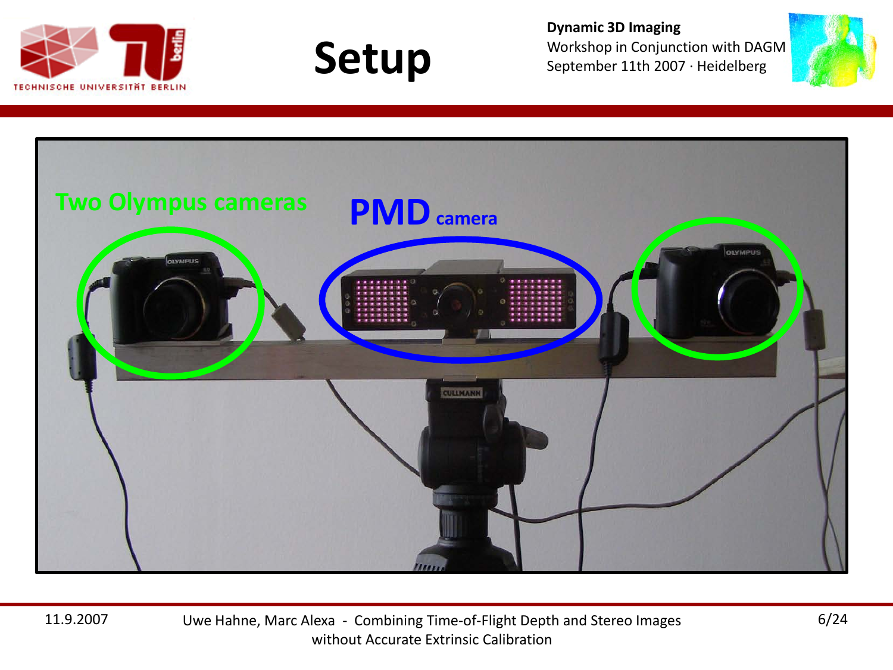# Setup

Two Olympus cameras

PMD camera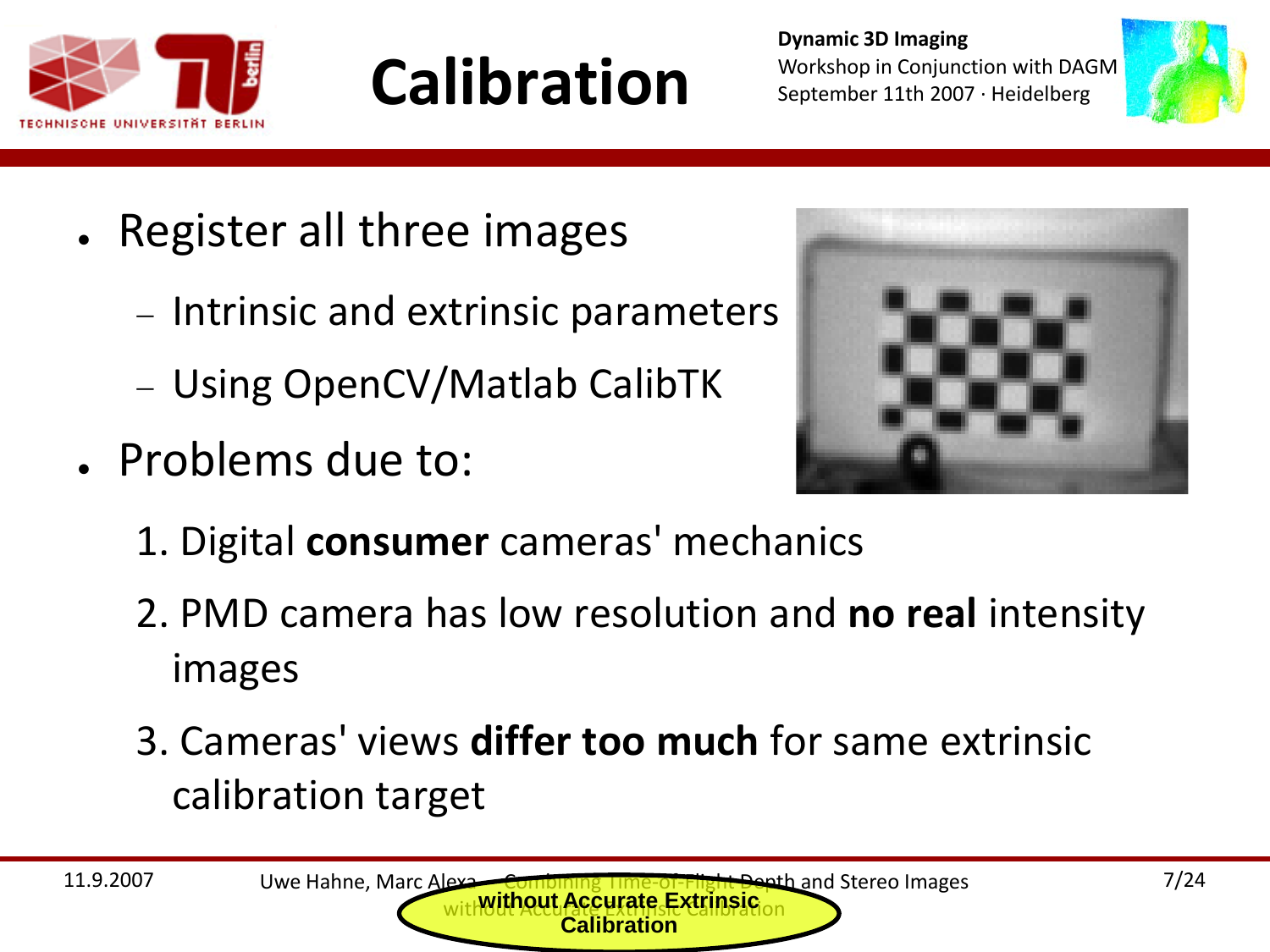# Calibration

- Register all three images
  - Intrinsic and extrinsic parameters
  - Using OpenCV/Matlab CalibTK
- Problems due to:
  1. Digital **consumer** cameras' mechanics
  2. PMD camera has low resolution and **no real** intensity images
  3. Cameras' views **differ too much** for same extrinsic calibration target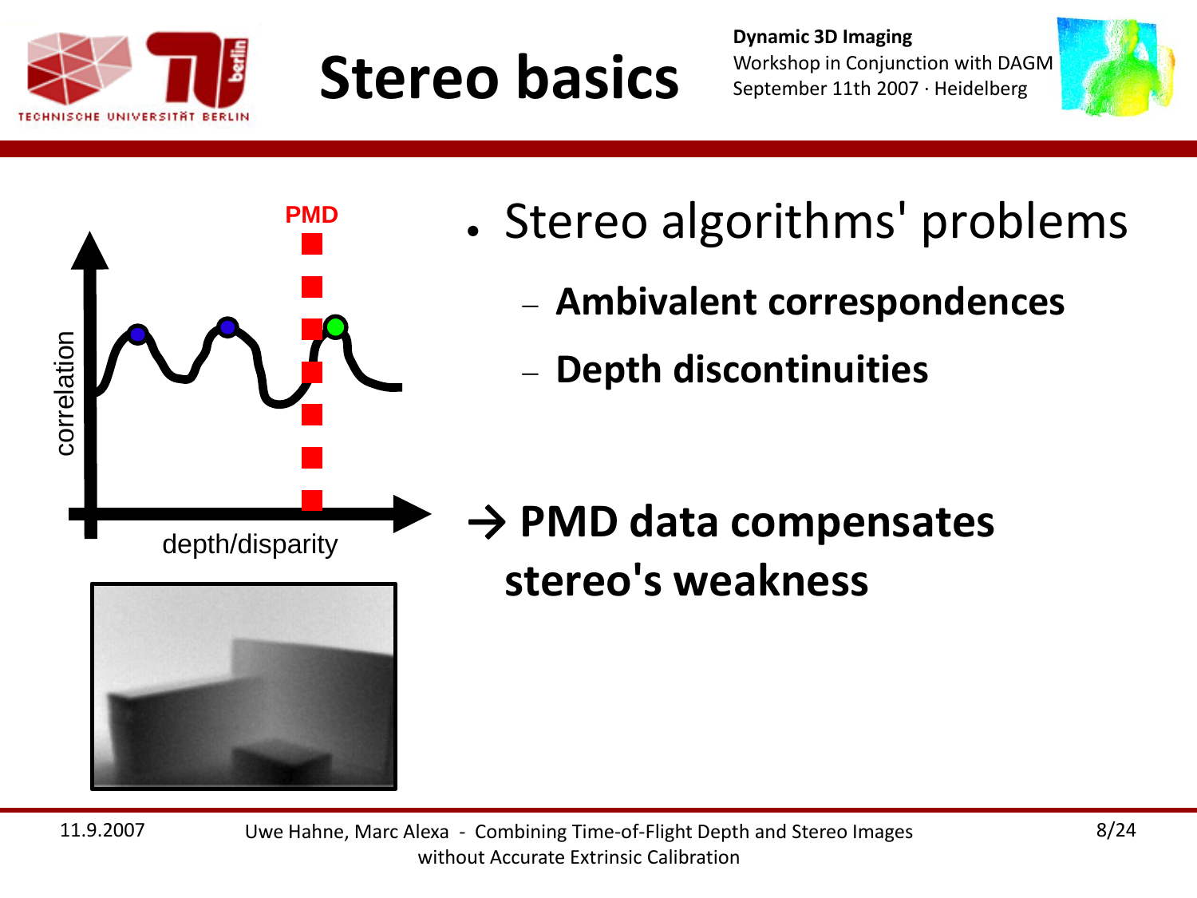# Stereo basics

- Stereo algorithms' problems
  - **Ambivalent correspondences**
  - **Depth discontinuities**

**→ PMD data compensates stereo's weakness**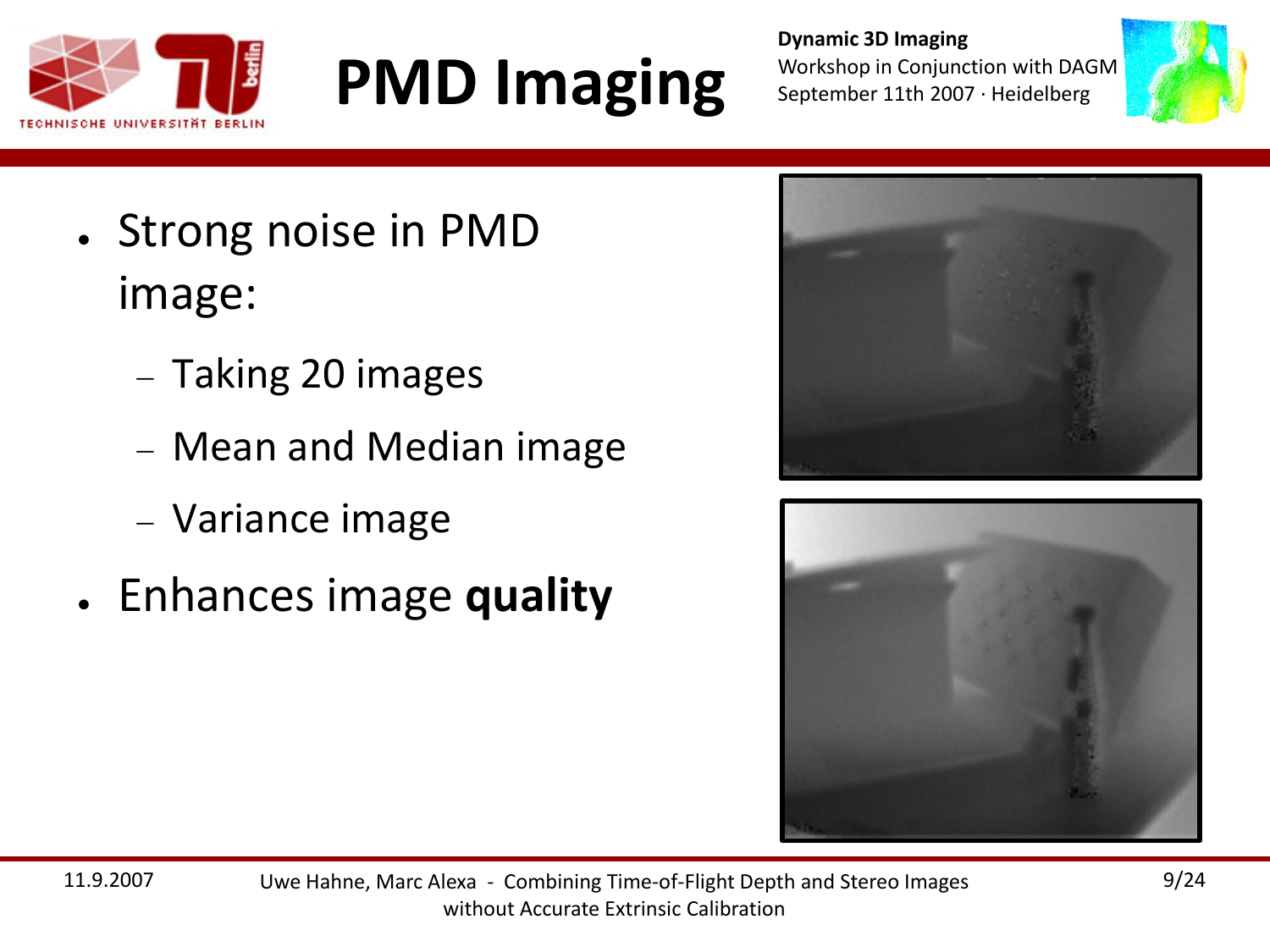# PMD Imaging

- Strong noise in PMD image:
  - Taking 20 images
  - Mean and Median image
  - Variance image
- Enhances image **quality**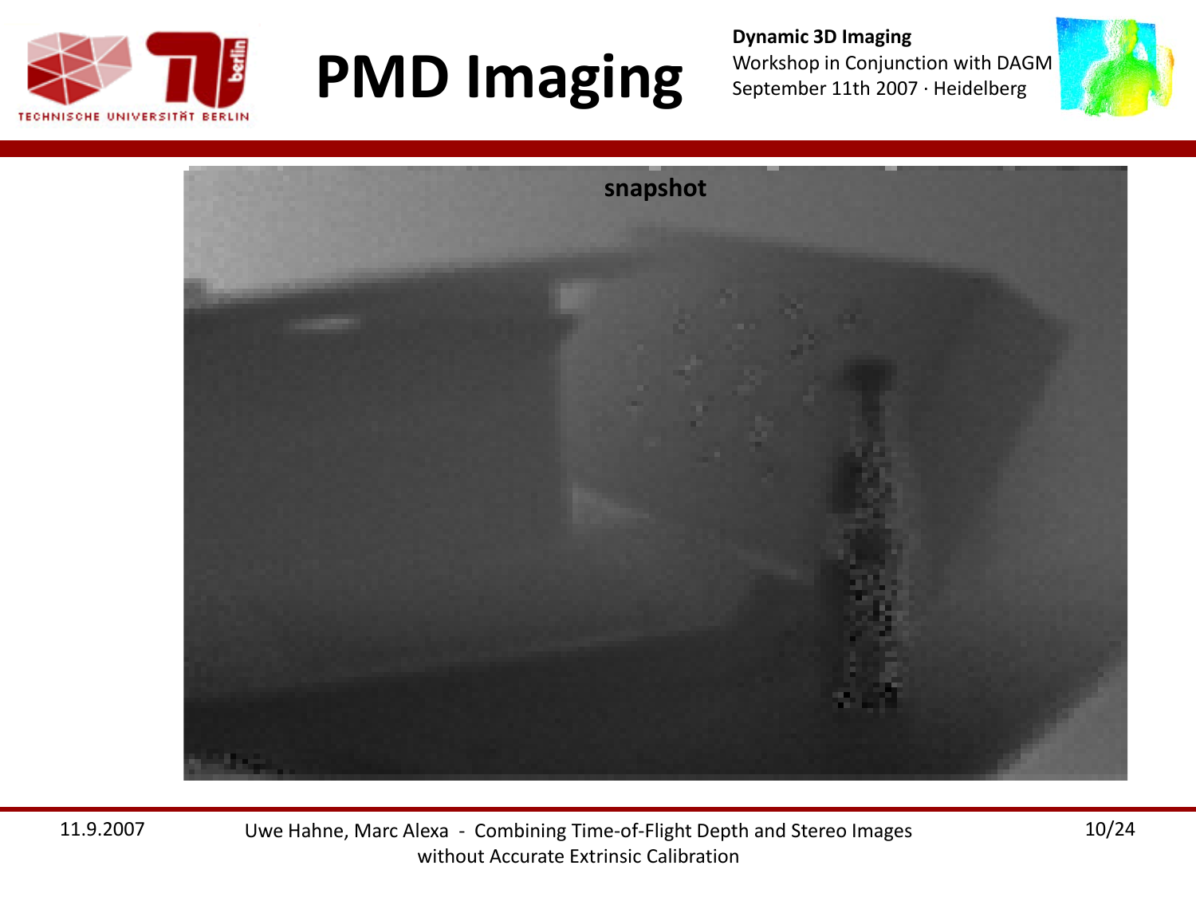# PMD Imaging

snapshot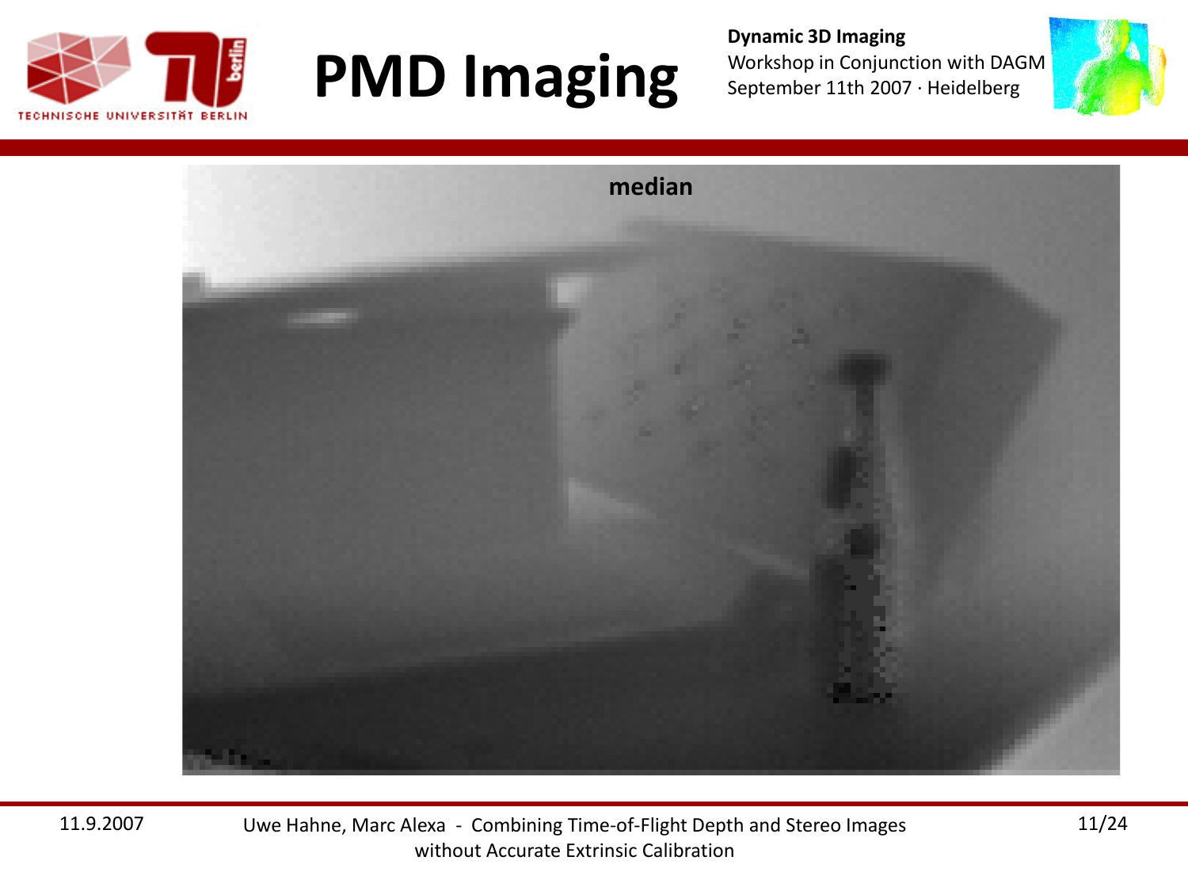# PMD Imaging

median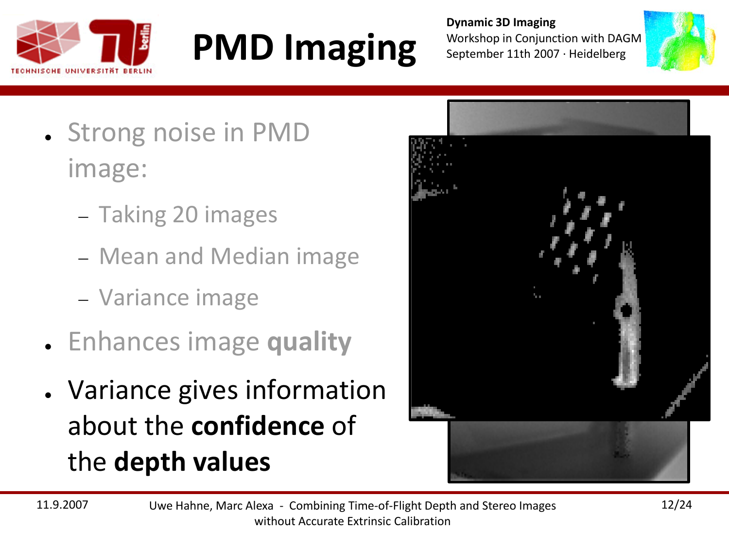# PMD Imaging

- Strong noise in PMD image:
  - Taking 20 images
  - Mean and Median image
  - Variance image
- Enhances image **quality**
- Variance gives information about the **confidence** of the **depth values**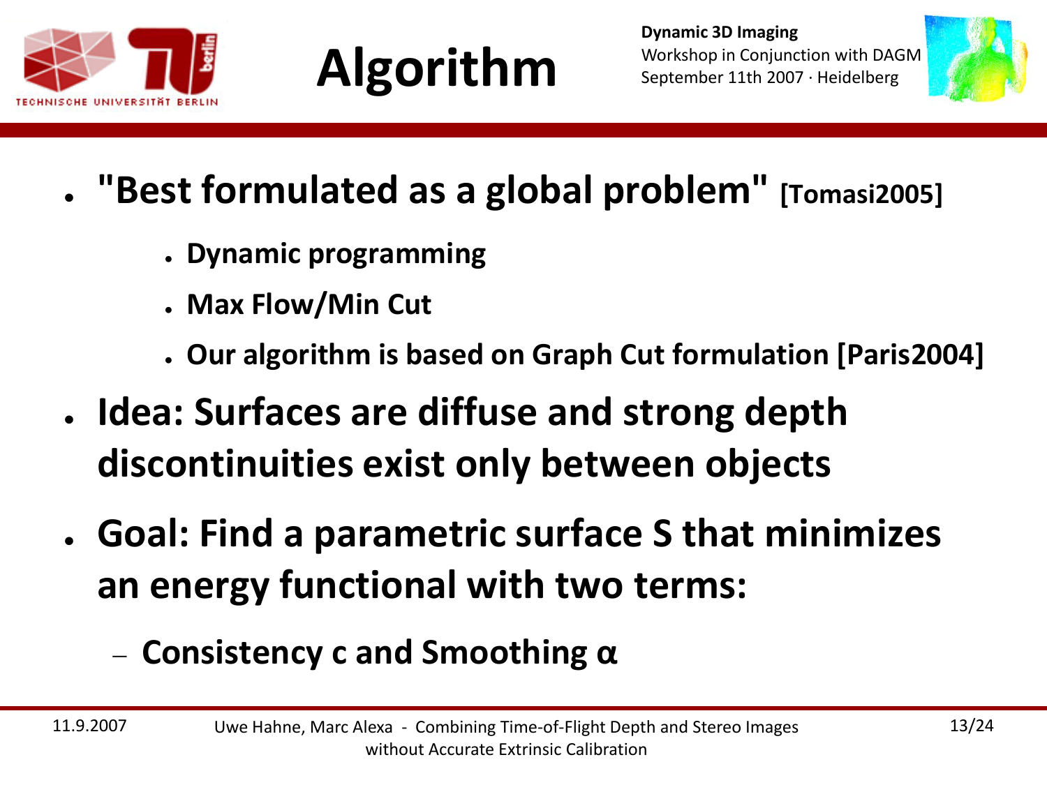# Algorithm

- **"Best formulated as a global problem"** [Tomasi2005]
  - **Dynamic programming**
  - **Max Flow/Min Cut**
  - **Our algorithm is based on Graph Cut formulation [Paris2004]**
- **Idea: Surfaces are diffuse and strong depth discontinuities exist only between objects**
- **Goal: Find a parametric surface S that minimizes an energy functional with two terms:**
  - **Consistency c and Smoothing $\alpha$**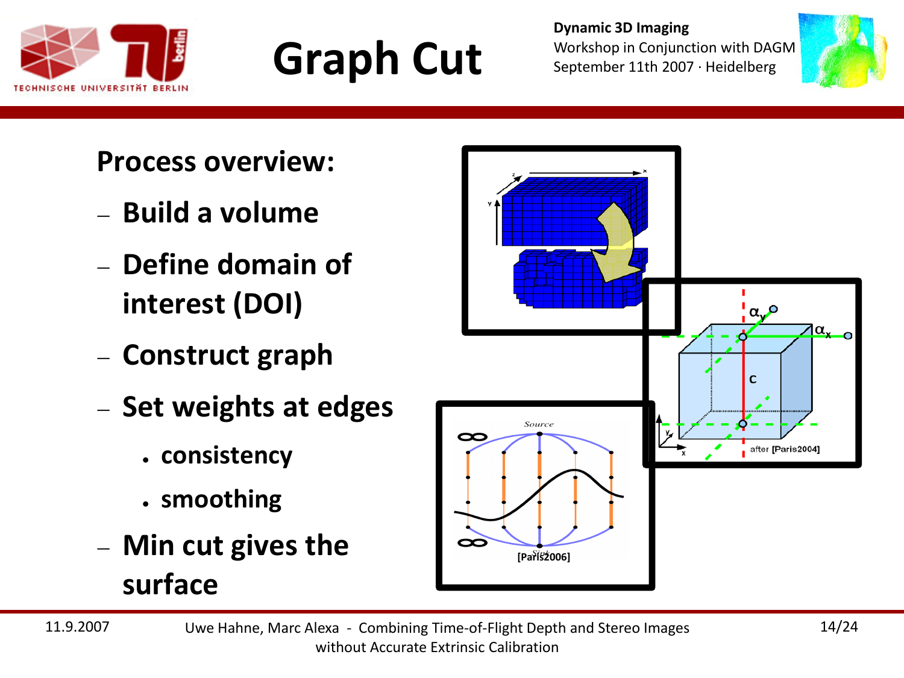# Graph Cut

**Process overview:**

- **Build a volume**
- **Define domain of interest (DOI)**
- **Construct graph**
- **Set weights at edges**
  - **consistency**
  - **smoothing**
- **Min cut gives the surface**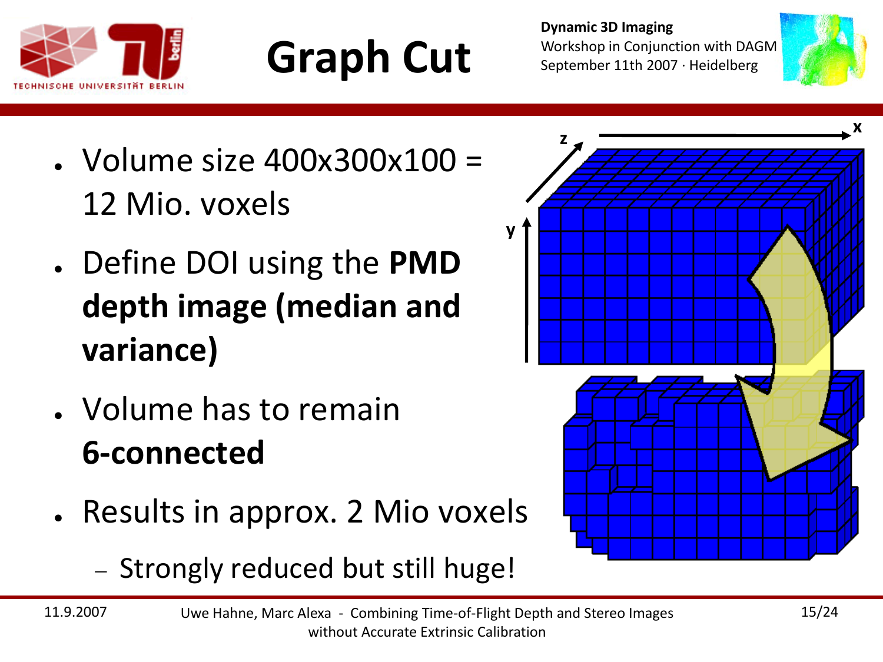# Graph Cut

- Volume size 400x300x100 = 12 Mio. voxels
- Define DOI using the **PMD depth image (median and variance)**
- Volume has to remain **6-connected**
- Results in approx. 2 Mio voxels
  - Strongly reduced but still huge!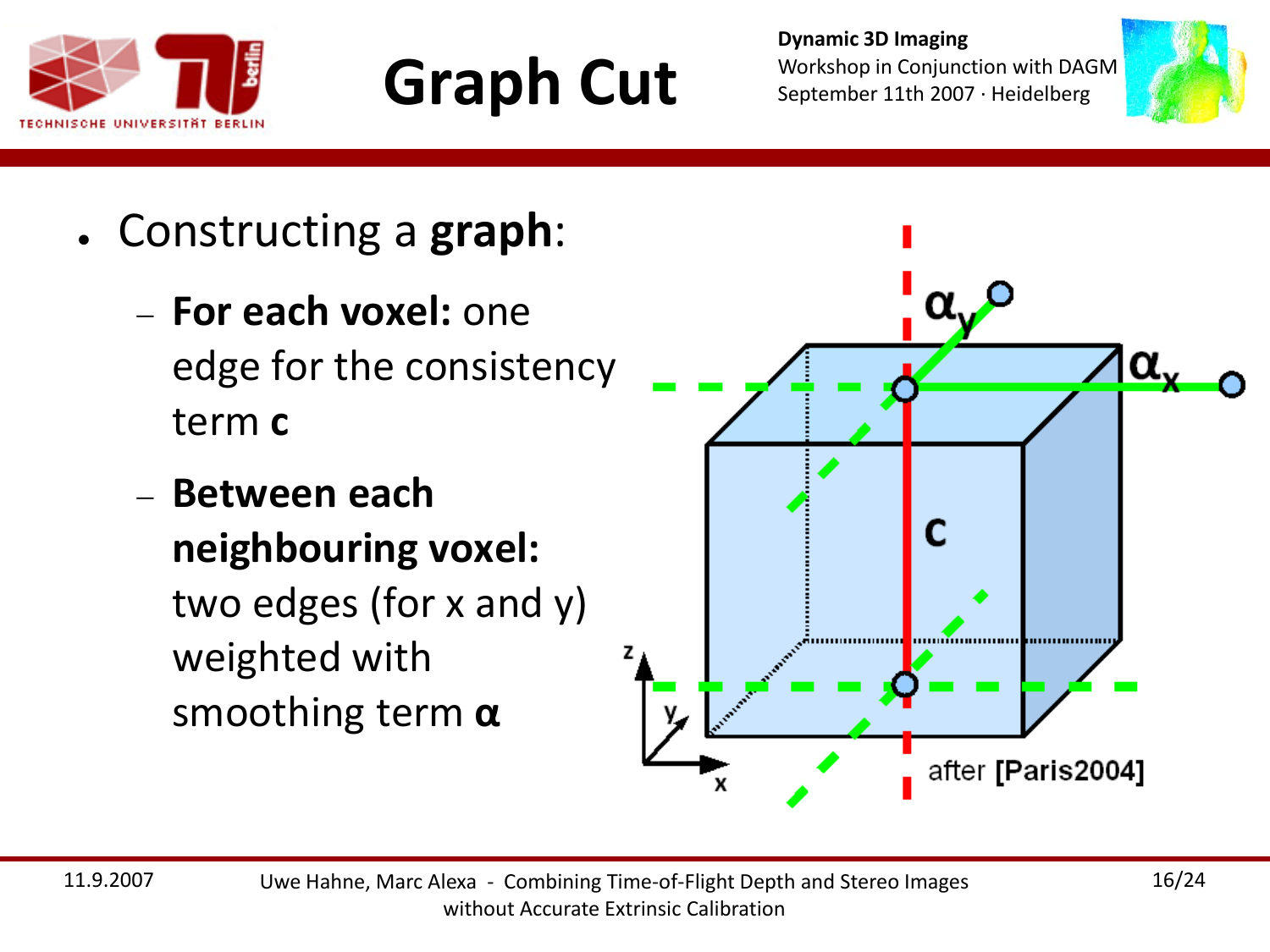# Graph Cut

- Constructing a **graph**:
  - **For each voxel:** one edge for the consistency term **c**
  - **Between each neighbouring voxel:** two edges (for x and y) weighted with smoothing term **α**

after [Paris2004]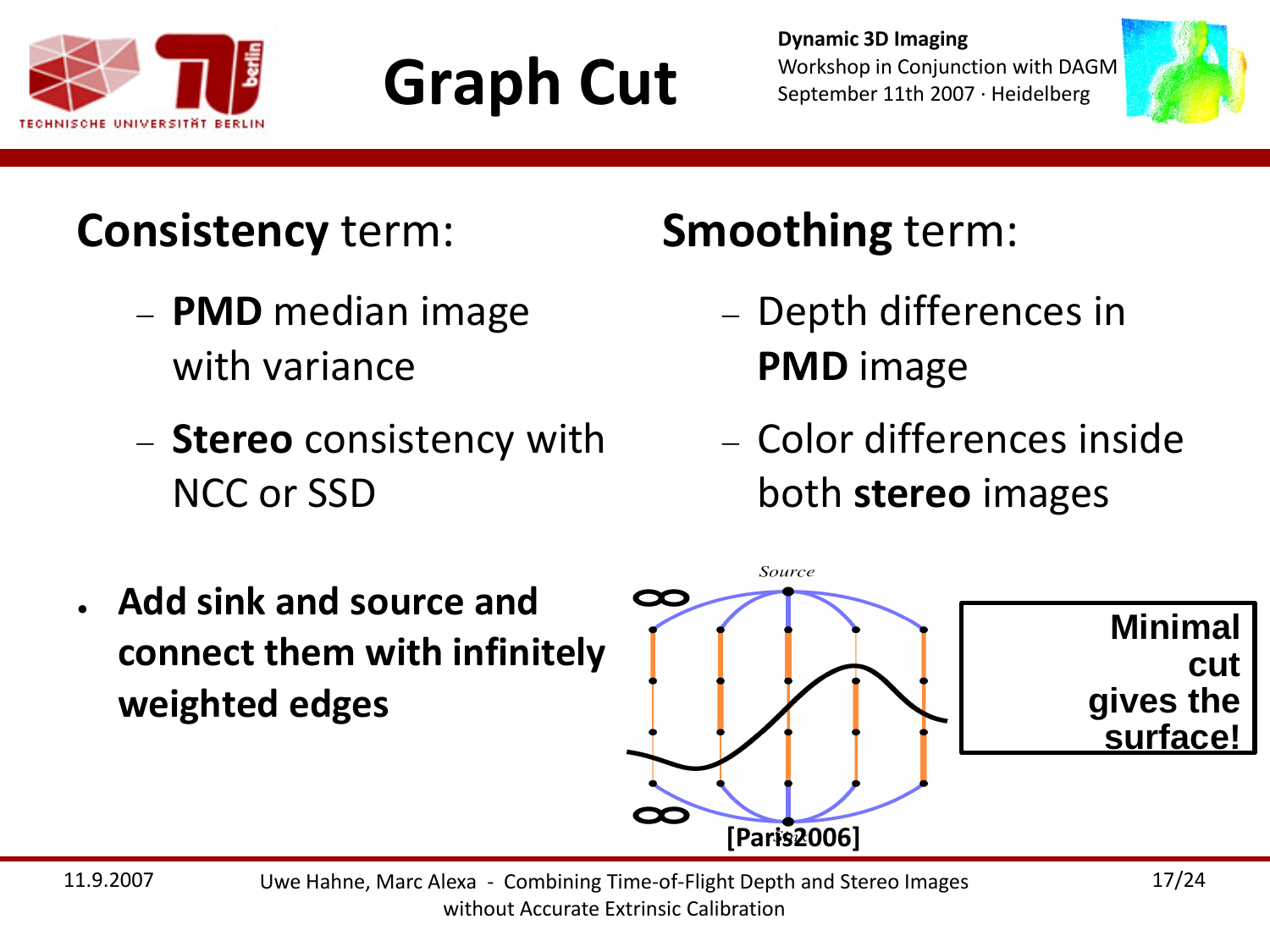# Graph Cut

**Consistency** term:

- **PMD** median image with variance
- **Stereo** consistency with NCC or SSD

**Smoothing** term:

- Depth differences in **PMD** image
- Color differences inside both **stereo** images

- **Add sink and source and connect them with infinitely weighted edges**

Source

∞

∞

[Paris2006]

**Minimal cut gives the surface!**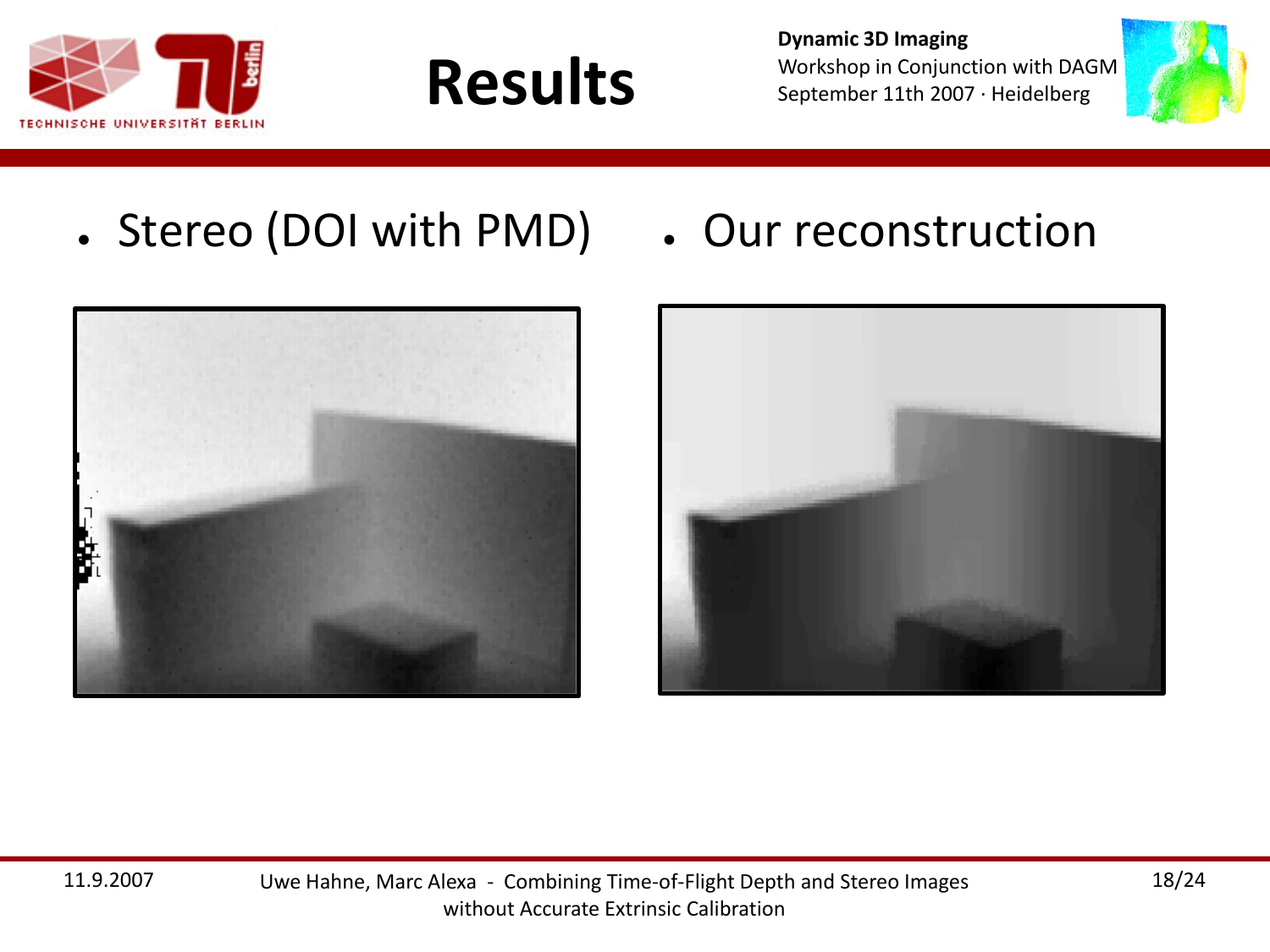# Results

- Stereo (DOI with PMD)
- Our reconstruction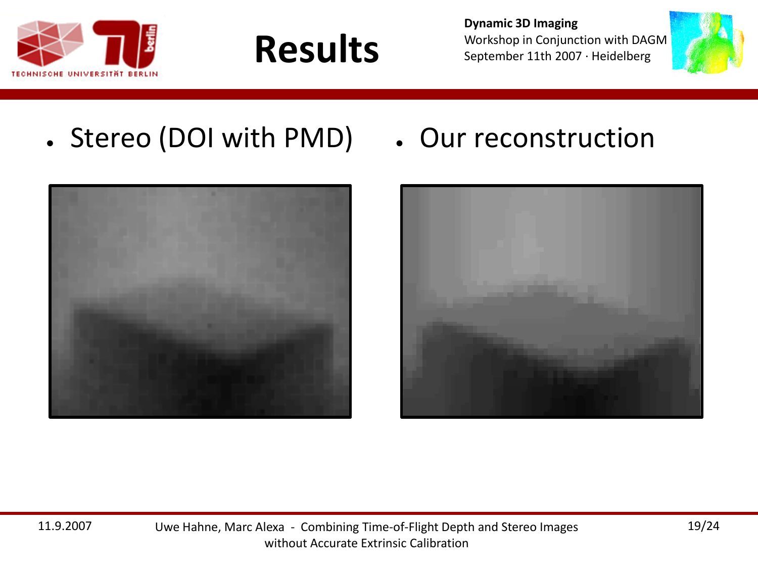# Results

- Stereo (DOI with PMD)
- Our reconstruction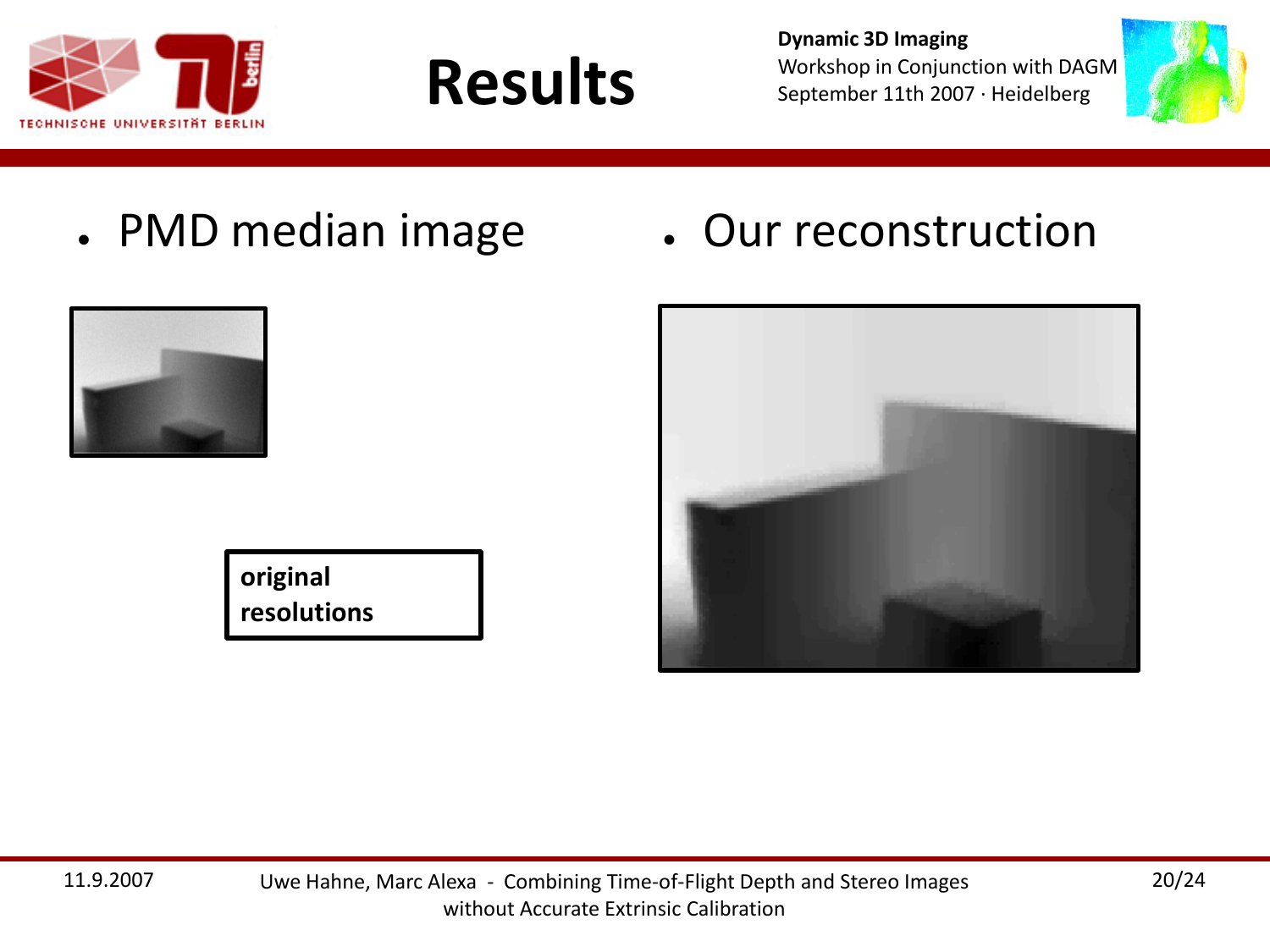# Results

- PMD median image
- Our reconstruction

**original resolutions**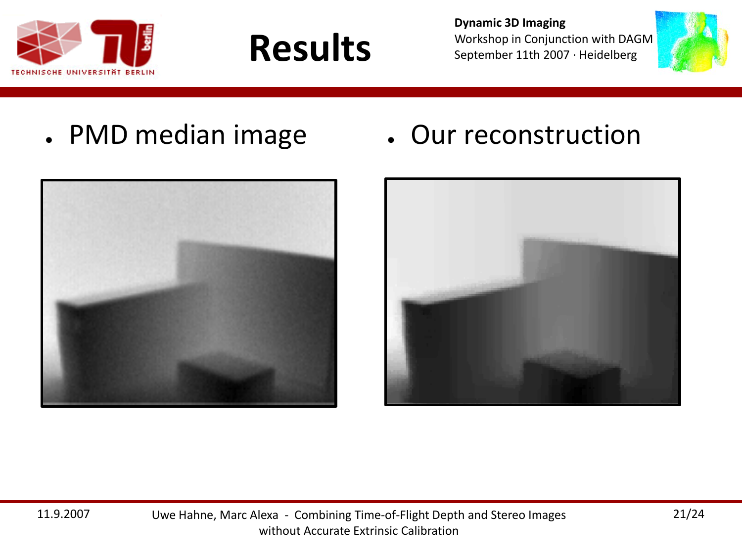# Results

- PMD median image
- Our reconstruction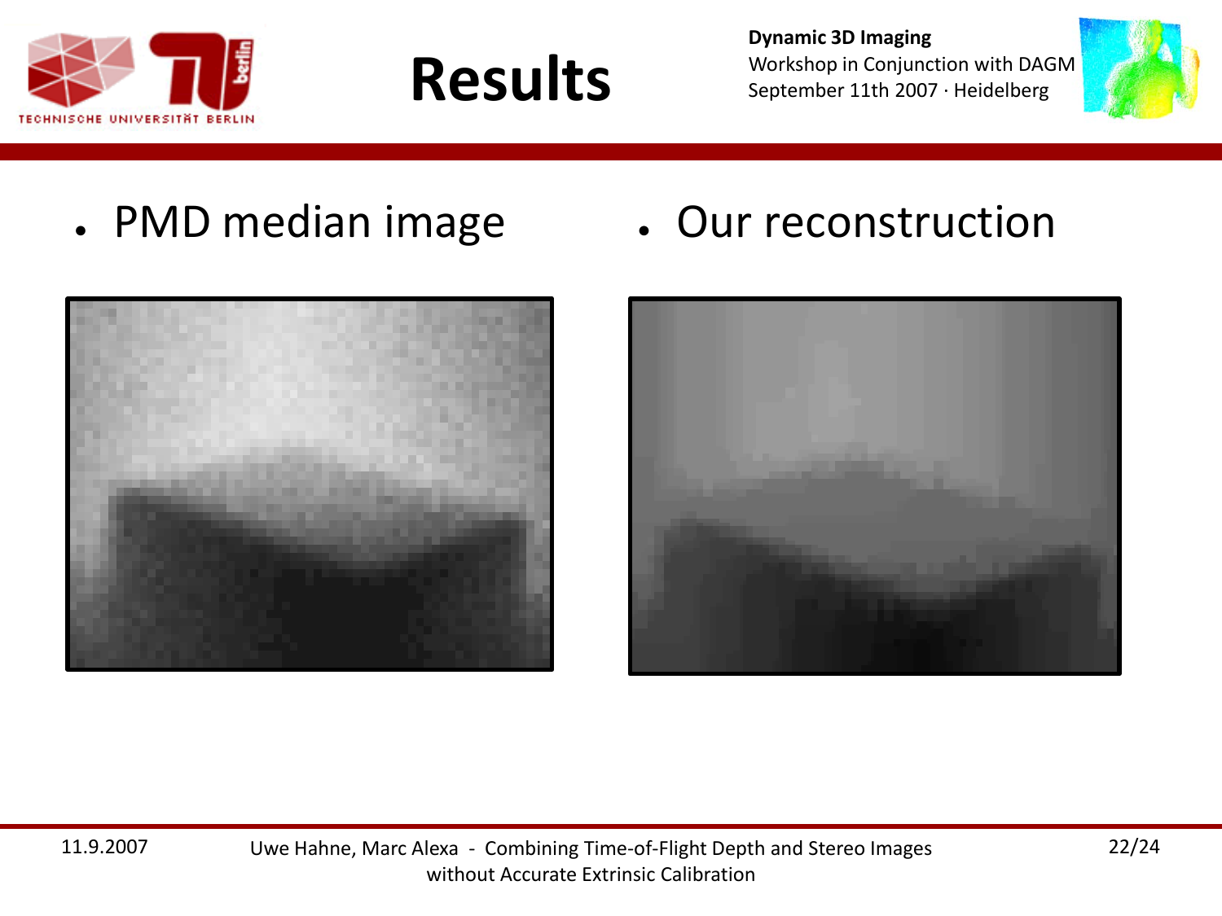# Results

- PMD median image
- Our reconstruction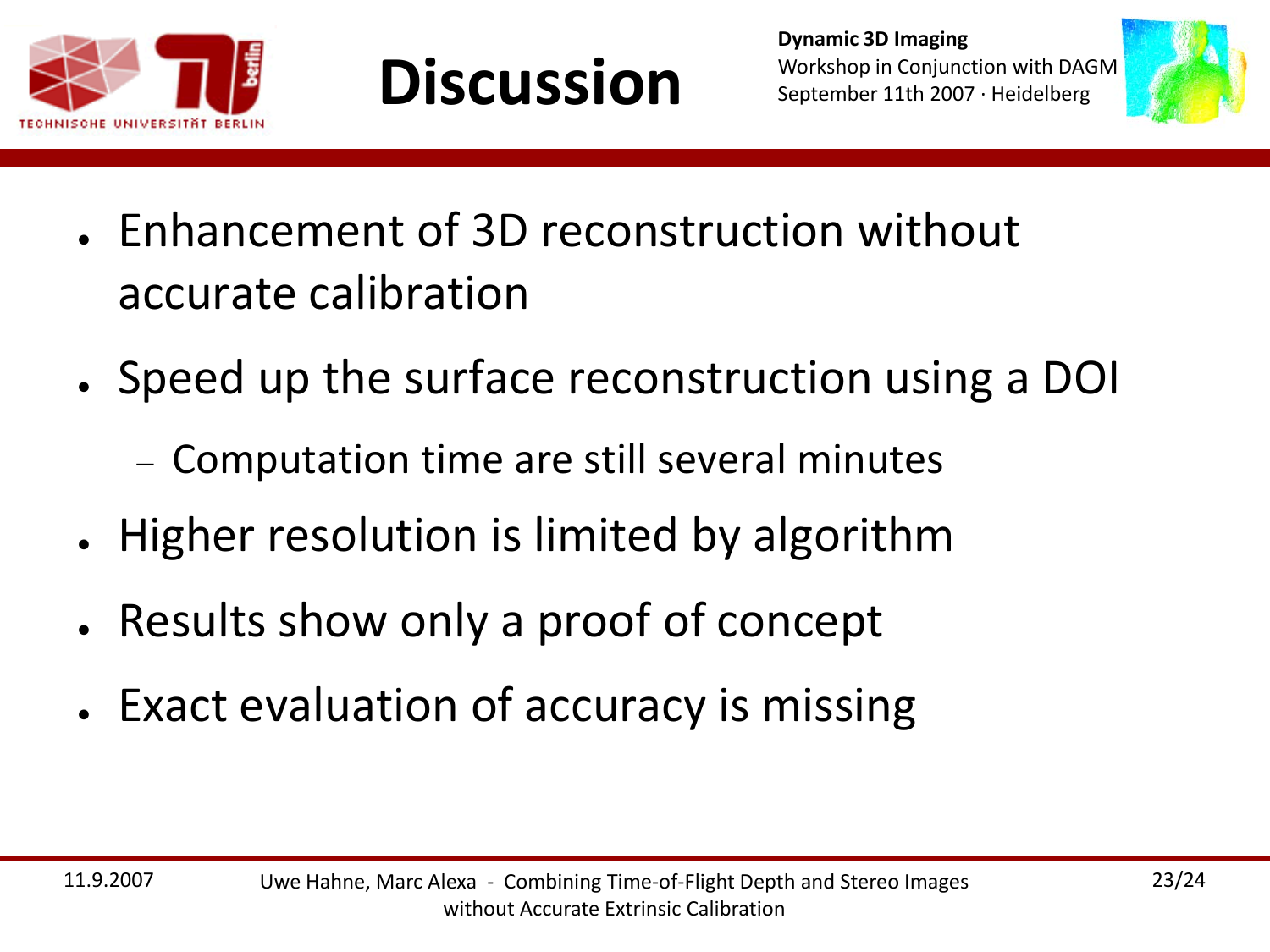# Discussion

- Enhancement of 3D reconstruction without accurate calibration
- Speed up the surface reconstruction using a DOI
  - Computation time are still several minutes
- Higher resolution is limited by algorithm
- Results show only a proof of concept
- Exact evaluation of accuracy is missing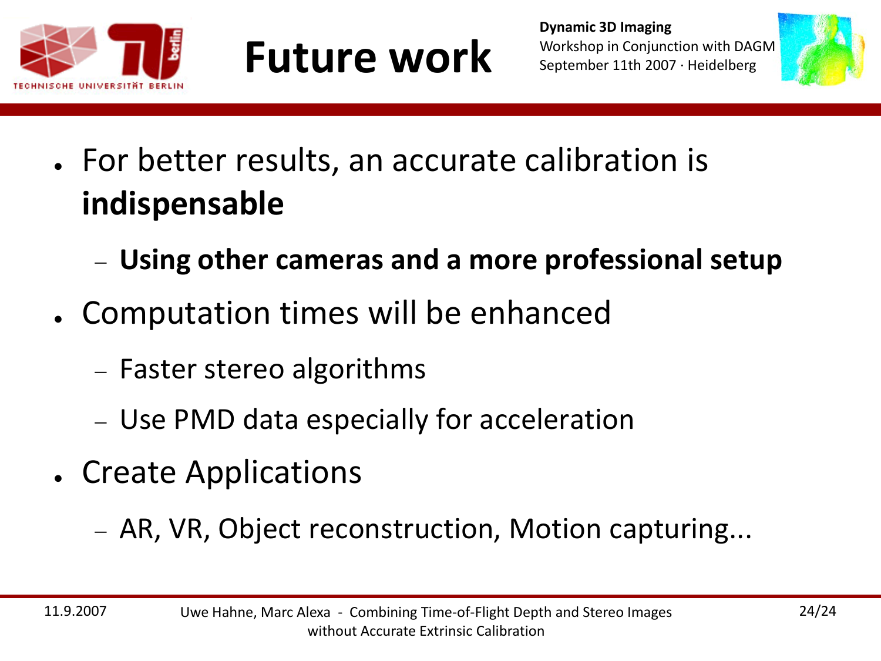# Future work

- For better results, an accurate calibration is **indispensable**
  - **Using other cameras and a more professional setup**
- Computation times will be enhanced
  - Faster stereo algorithms
  - Use PMD data especially for acceleration
- Create Applications
  - AR, VR, Object reconstruction, Motion capturing...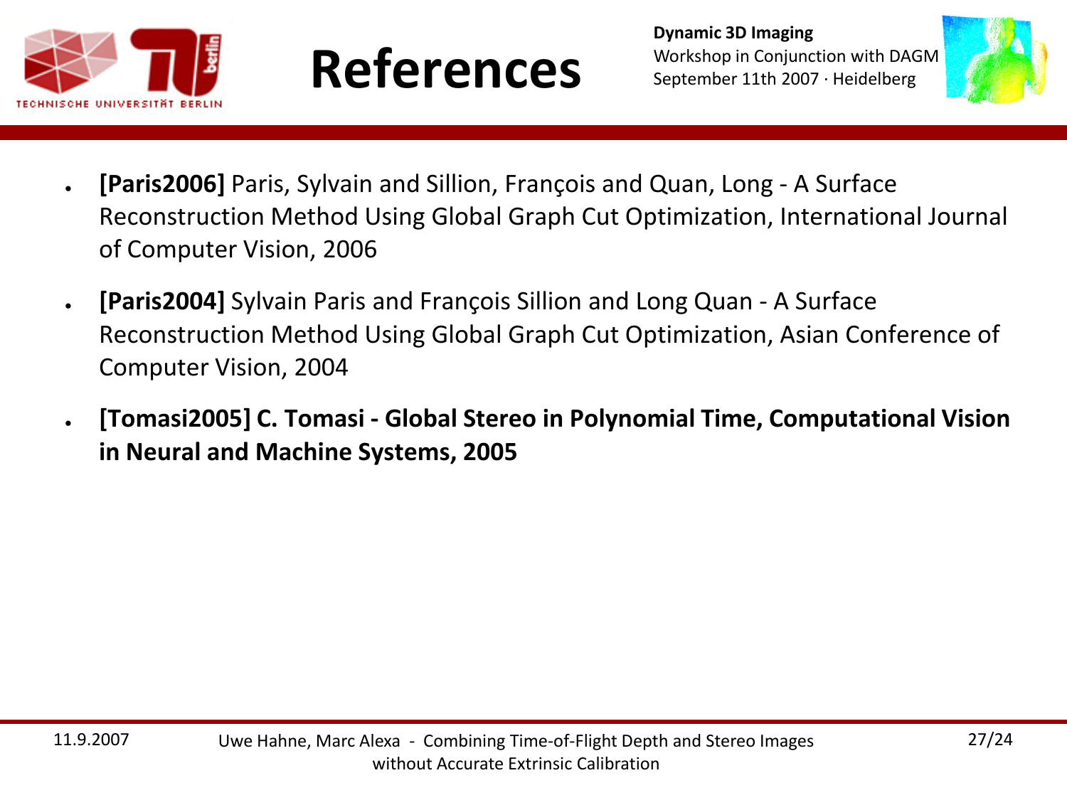# References

- **[Paris2006]** Paris, Sylvain and Sillion, François and Quan, Long - A Surface Reconstruction Method Using Global Graph Cut Optimization, International Journal of Computer Vision, 2006
- **[Paris2004]** Sylvain Paris and François Sillion and Long Quan - A Surface Reconstruction Method Using Global Graph Cut Optimization, Asian Conference of Computer Vision, 2004
- **[Tomasi2005] C. Tomasi - Global Stereo in Polynomial Time, Computational Vision in Neural and Machine Systems, 2005**